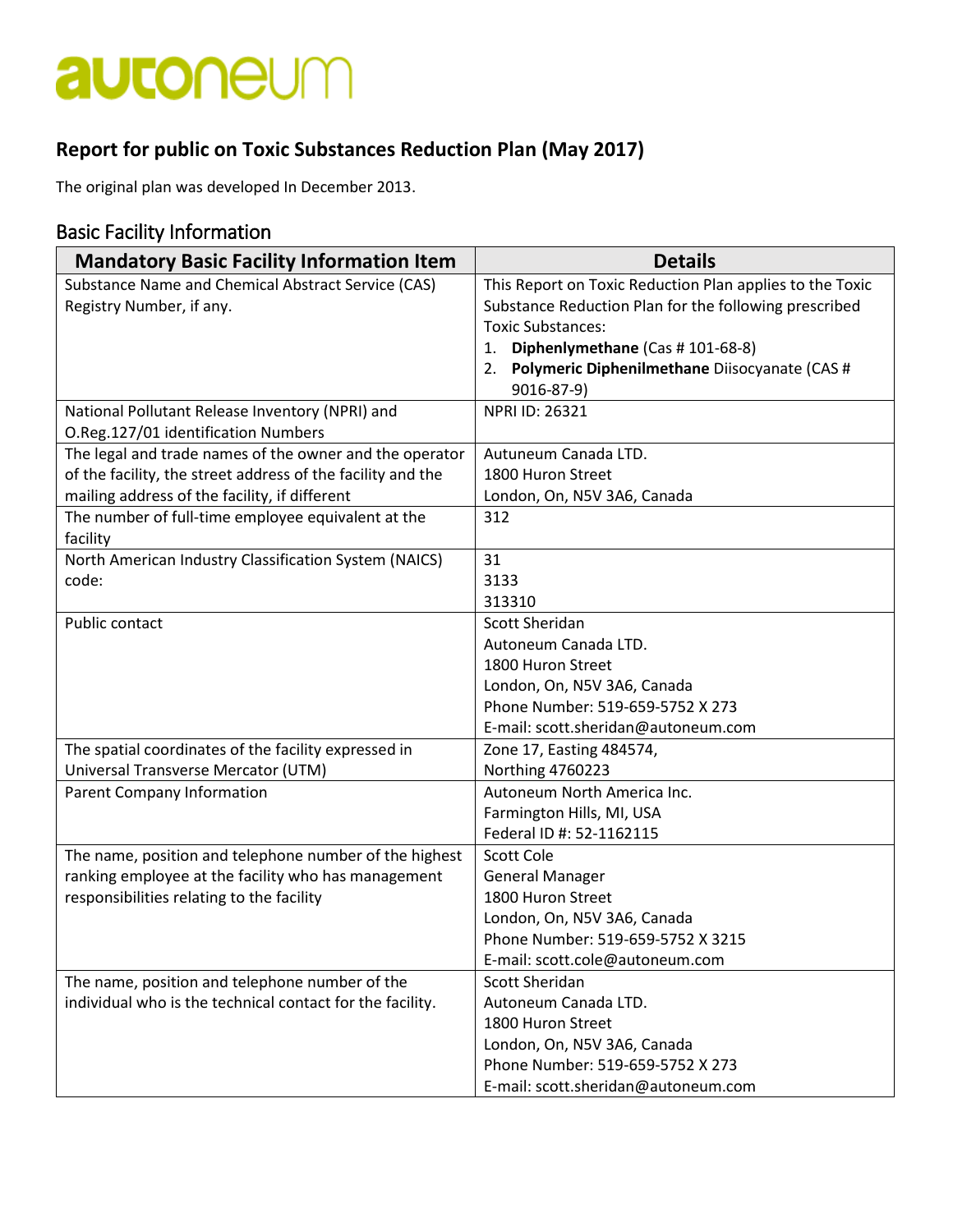# autoneum

## Report for public on Toxic Substances Reduction Plan (May 2017)

The original plan was developed In December 2013.

### Basic Facility Information

| Mandatory Basic Facility Information Item | Details |
|---|---|
| Substance Name and Chemical Abstract Service (CAS) Registry Number, if any. | This Report on Toxic Reduction Plan applies to the Toxic Substance Reduction Plan for the following prescribed Toxic Substances:<br>1. **Diphenlymethane** (Cas # 101-68-8)<br>2. **Polymeric Diphenilmethane** Diisocyanate (CAS # 9016-87-9) |
| National Pollutant Release Inventory (NPRI) and O.Reg.127/01 identification Numbers | NPRI ID: 26321 |
| The legal and trade names of the owner and the operator of the facility, the street address of the facility and the mailing address of the facility, if different | Autuneum Canada LTD.<br>1800 Huron Street<br>London, On, N5V 3A6, Canada |
| The number of full-time employee equivalent at the facility | 312 |
| North American Industry Classification System (NAICS) code: | 31<br>3133<br>313310 |
| Public contact | Scott Sheridan<br>Autoneum Canada LTD.<br>1800 Huron Street<br>London, On, N5V 3A6, Canada<br>Phone Number: 519-659-5752 X 273<br>E-mail: scott.sheridan@autoneum.com |
| The spatial coordinates of the facility expressed in Universal Transverse Mercator (UTM) | Zone 17, Easting 484574,<br>Northing 4760223 |
| Parent Company Information | Autoneum North America Inc.<br>Farmington Hills, MI, USA<br>Federal ID #: 52-1162115 |
| The name, position and telephone number of the highest ranking employee at the facility who has management responsibilities relating to the facility | Scott Cole<br>General Manager<br>1800 Huron Street<br>London, On, N5V 3A6, Canada<br>Phone Number: 519-659-5752 X 3215<br>E-mail: scott.cole@autoneum.com |
| The name, position and telephone number of the individual who is the technical contact for the facility. | Scott Sheridan<br>Autoneum Canada LTD.<br>1800 Huron Street<br>London, On, N5V 3A6, Canada<br>Phone Number: 519-659-5752 X 273<br>E-mail: scott.sheridan@autoneum.com |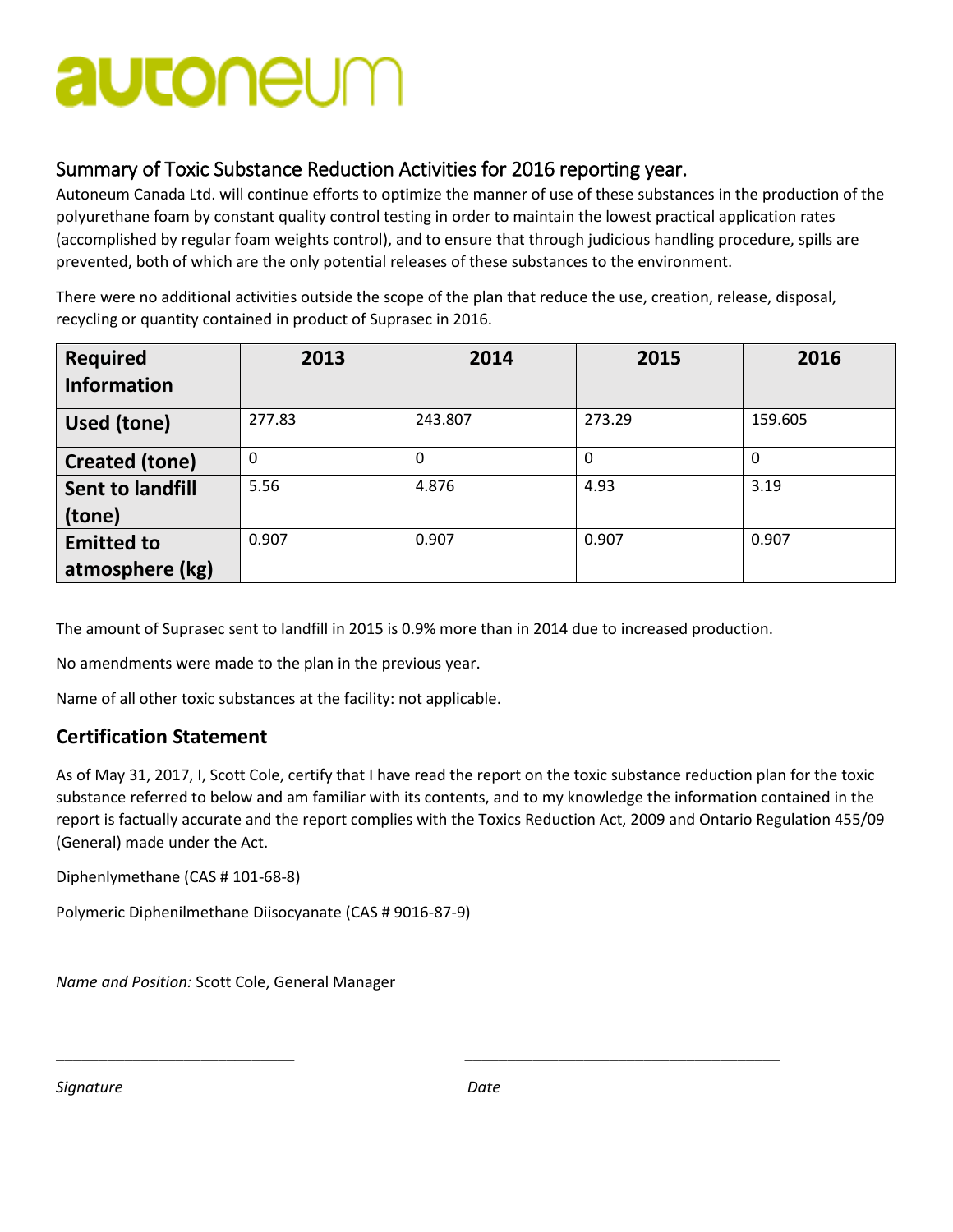# autoneum

## Summary of Toxic Substance Reduction Activities for 2016 reporting year.

Autoneum Canada Ltd. will continue efforts to optimize the manner of use of these substances in the production of the polyurethane foam by constant quality control testing in order to maintain the lowest practical application rates (accomplished by regular foam weights control), and to ensure that through judicious handling procedure, spills are prevented, both of which are the only potential releases of these substances to the environment.

There were no additional activities outside the scope of the plan that reduce the use, creation, release, disposal, recycling or quantity contained in product of Suprasec in 2016.

| Required Information | 2013 | 2014 | 2015 | 2016 |
|---|---|---|---|---|
| Used (tone) | 277.83 | 243.807 | 273.29 | 159.605 |
| Created (tone) | 0 | 0 | 0 | 0 |
| Sent to landfill (tone) | 5.56 | 4.876 | 4.93 | 3.19 |
| Emitted to atmosphere (kg) | 0.907 | 0.907 | 0.907 | 0.907 |

The amount of Suprasec sent to landfill in 2015 is 0.9% more than in 2014 due to increased production.

No amendments were made to the plan in the previous year.

Name of all other toxic substances at the facility: not applicable.

## Certification Statement

As of May 31, 2017, I, Scott Cole, certify that I have read the report on the toxic substance reduction plan for the toxic substance referred to below and am familiar with its contents, and to my knowledge the information contained in the report is factually accurate and the report complies with the Toxics Reduction Act, 2009 and Ontario Regulation 455/09 (General) made under the Act.

Diphenlymethane (CAS # 101-68-8)

Polymeric Diphenilmethane Diisocyanate (CAS # 9016-87-9)

*Name and Position:* Scott Cole, General Manager

_____________________________ _______________________________________

*Signature* *Date*